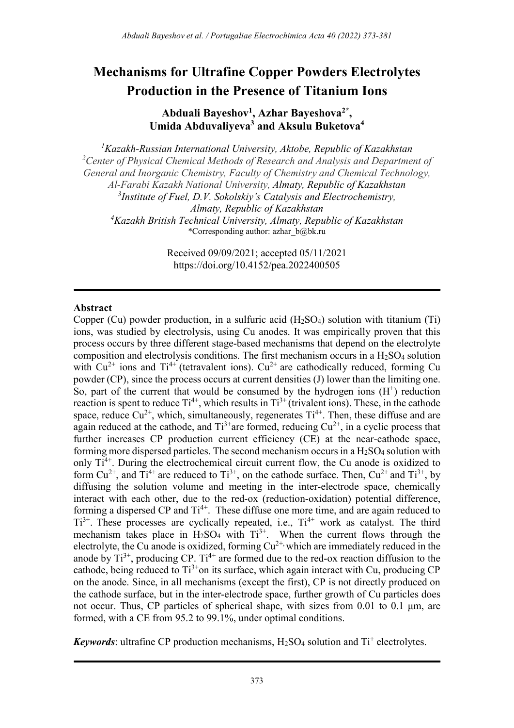# Mechanisms for Ultrafine Copper Powders Electrolytes Production in the Presence of Titanium Ions

**Abduali Bayeshov[1], Azhar Bayeshova[2*], Umida Abduvaliyeva[3] and Aksulu Buketova[4]**

[1]*Kazakh-Russian International University, Aktobe, Republic of Kazakhstan*
[2]*Center of Physical Chemical Methods of Research and Analysis and Department of General and Inorganic Chemistry, Faculty of Chemistry and Chemical Technology, Al-Farabi Kazakh National University, Almaty, Republic of Kazakhstan*
[3]*Institute of Fuel, D.V. Sokolskiy's Catalysis and Electrochemistry, Almaty, Republic of Kazakhstan*
[4]*Kazakh British Technical University, Almaty, Republic of Kazakhstan*
*Corresponding author: azhar_b@bk.ru

Received 09/09/2021; accepted 05/11/2021
https://doi.org/10.4152/pea.2022400505

## Abstract

Copper (Cu) powder production, in a sulfuric acid ($H_2SO_4$) solution with titanium (Ti) ions, was studied by electrolysis, using Cu anodes. It was empirically proven that this process occurs by three different stage-based mechanisms that depend on the electrolyte composition and electrolysis conditions. The first mechanism occurs in a $H_2SO_4$ solution with $Cu^{2+}$ ions and $Ti^{4+}$ (tetravalent ions). $Cu^{2+}$ are cathodically reduced, forming Cu powder (CP), since the process occurs at current densities (J) lower than the limiting one. So, part of the current that would be consumed by the hydrogen ions ($H^+$) reduction reaction is spent to reduce $Ti^{4+}$, which results in $Ti^{3+}$ (trivalent ions). These, in the cathode space, reduce $Cu^{2+}$, which, simultaneously, regenerates $Ti^{4+}$. Then, these diffuse and are again reduced at the cathode, and $Ti^{3+}$ are formed, reducing $Cu^{2+}$, in a cyclic process that further increases CP production current efficiency (CE) at the near-cathode space, forming more dispersed particles. The second mechanism occurs in a $H_2SO_4$ solution with only $Ti^{4+}$. During the electrochemical circuit current flow, the Cu anode is oxidized to form $Cu^{2+}$, and $Ti^{4+}$ are reduced to $Ti^{3+}$, on the cathode surface. Then, $Cu^{2+}$ and $Ti^{3+}$, by diffusing the solution volume and meeting in the inter-electrode space, chemically interact with each other, due to the red-ox (reduction-oxidation) potential difference, forming a dispersed CP and $Ti^{4+}$. These diffuse one more time, and are again reduced to $Ti^{3+}$. These processes are cyclically repeated, i.e., $Ti^{4+}$ work as catalyst. The third mechanism takes place in $H_2SO_4$ with $Ti^{3+}$. When the current flows through the electrolyte, the Cu anode is oxidized, forming $Cu^{2+}$, which are immediately reduced in the anode by $Ti^{3+}$, producing CP. $Ti^{4+}$ are formed due to the red-ox reaction diffusion to the cathode, being reduced to $Ti^{3+}$ on its surface, which again interact with Cu, producing CP on the anode. Since, in all mechanisms (except the first), CP is not directly produced on the cathode surface, but in the inter-electrode space, further growth of Cu particles does not occur. Thus, CP particles of spherical shape, with sizes from 0.01 to 0.1 μm, are formed, with a CE from 95.2 to 99.1%, under optimal conditions.

***Keywords***: ultrafine CP production mechanisms, $H_2SO_4$ solution and $Ti^+$ electrolytes.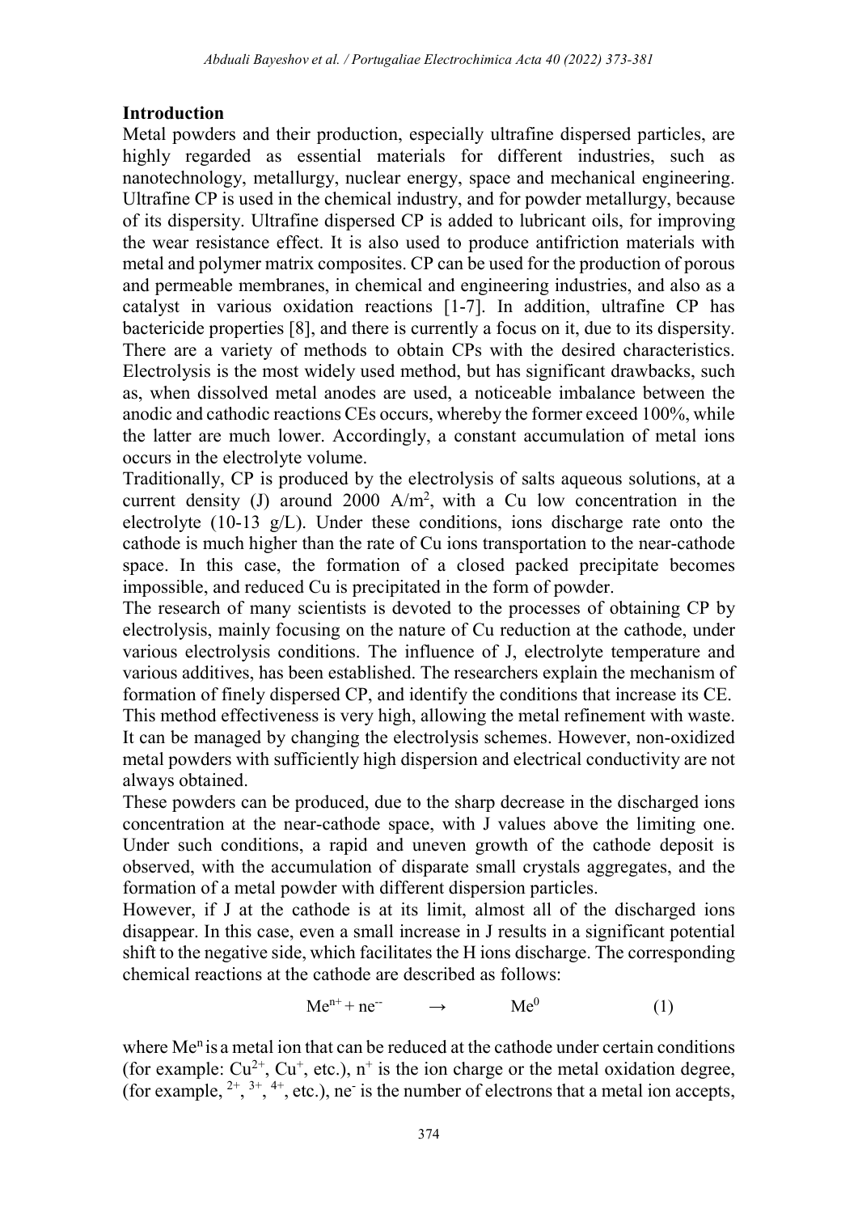## Introduction

Metal powders and their production, especially ultrafine dispersed particles, are highly regarded as essential materials for different industries, such as nanotechnology, metallurgy, nuclear energy, space and mechanical engineering. Ultrafine CP is used in the chemical industry, and for powder metallurgy, because of its dispersity. Ultrafine dispersed CP is added to lubricant oils, for improving the wear resistance effect. It is also used to produce antifriction materials with metal and polymer matrix composites. CP can be used for the production of porous and permeable membranes, in chemical and engineering industries, and also as a catalyst in various oxidation reactions [1-7]. In addition, ultrafine CP has bactericide properties [8], and there is currently a focus on it, due to its dispersity. There are a variety of methods to obtain CPs with the desired characteristics. Electrolysis is the most widely used method, but has significant drawbacks, such as, when dissolved metal anodes are used, a noticeable imbalance between the anodic and cathodic reactions CEs occurs, whereby the former exceed 100%, while the latter are much lower. Accordingly, a constant accumulation of metal ions occurs in the electrolyte volume.

Traditionally, CP is produced by the electrolysis of salts aqueous solutions, at a current density (J) around 2000 $A/m^2$, with a Cu low concentration in the electrolyte (10-13 g/L). Under these conditions, ions discharge rate onto the cathode is much higher than the rate of Cu ions transportation to the near-cathode space. In this case, the formation of a closed packed precipitate becomes impossible, and reduced Cu is precipitated in the form of powder.

The research of many scientists is devoted to the processes of obtaining CP by electrolysis, mainly focusing on the nature of Cu reduction at the cathode, under various electrolysis conditions. The influence of J, electrolyte temperature and various additives, has been established. The researchers explain the mechanism of formation of finely dispersed CP, and identify the conditions that increase its CE.

This method effectiveness is very high, allowing the metal refinement with waste. It can be managed by changing the electrolysis schemes. However, non-oxidized metal powders with sufficiently high dispersion and electrical conductivity are not always obtained.

These powders can be produced, due to the sharp decrease in the discharged ions concentration at the near-cathode space, with J values above the limiting one. Under such conditions, a rapid and uneven growth of the cathode deposit is observed, with the accumulation of disparate small crystals aggregates, and the formation of a metal powder with different dispersion particles.

However, if J at the cathode is at its limit, almost all of the discharged ions disappear. In this case, even a small increase in J results in a significant potential shift to the negative side, which facilitates the H ions discharge. The corresponding chemical reactions at the cathode are described as follows:

$$Me^{n+} + ne^{-} \quad \rightarrow \quad Me^{0} \qquad (1)$$

where $Me^{n}$ is a metal ion that can be reduced at the cathode under certain conditions (for example: $Cu^{2+}$, $Cu^{+}$, etc.), $n^{+}$ is the ion charge or the metal oxidation degree, (for example, $^{2+}$, $^{3+}$, $^{4+}$, etc.), $ne^{-}$ is the number of electrons that a metal ion accepts,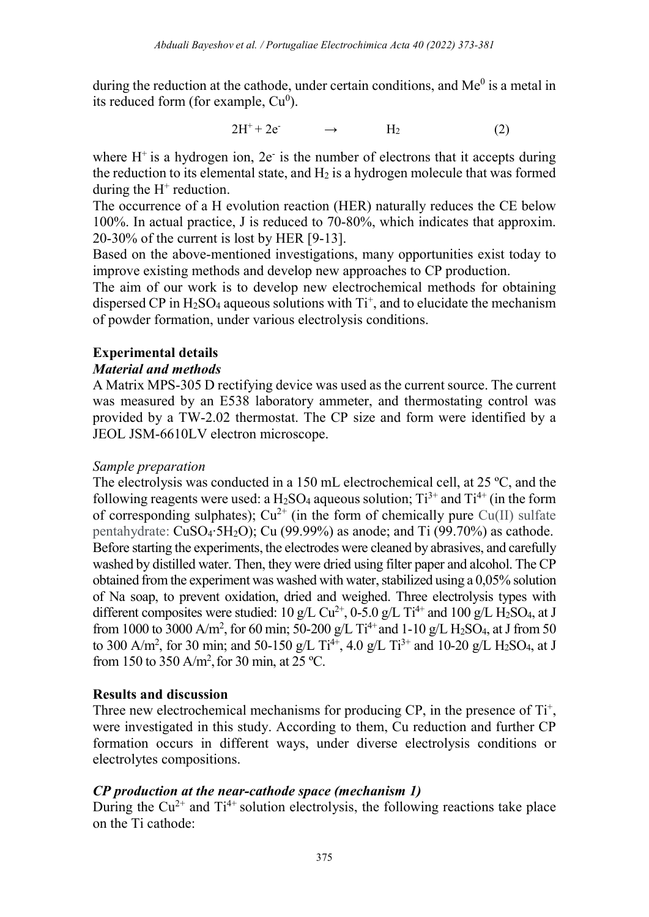during the reduction at the cathode, under certain conditions, and $Me^0$ is a metal in its reduced form (for example, $Cu^0$).

$$2H^+ + 2e^- \quad \rightarrow \quad H_2 \qquad (2)$$

where $H^+$ is a hydrogen ion, $2e^-$ is the number of electrons that it accepts during the reduction to its elemental state, and $H_2$ is a hydrogen molecule that was formed during the $H^+$ reduction.

The occurrence of a H evolution reaction (HER) naturally reduces the CE below 100%. In actual practice, J is reduced to 70-80%, which indicates that approxim. 20-30% of the current is lost by HER [9-13].

Based on the above-mentioned investigations, many opportunities exist today to improve existing methods and develop new approaches to CP production.

The aim of our work is to develop new electrochemical methods for obtaining dispersed CP in $H_2SO_4$ aqueous solutions with $Ti^+$, and to elucidate the mechanism of powder formation, under various electrolysis conditions.

## Experimental details

### *Material and methods*

A Matrix MPS-305 D rectifying device was used as the current source. The current was measured by an E538 laboratory ammeter, and thermostating control was provided by a TW-2.02 thermostat. The CP size and form were identified by a JEOL JSM-6610LV electron microscope.

*Sample preparation*

The electrolysis was conducted in a 150 mL electrochemical cell, at 25 ºC, and the following reagents were used: a $H_2SO_4$ aqueous solution; $Ti^{3+}$ and $Ti^{4+}$ (in the form of corresponding sulphates); $Cu^{2+}$ (in the form of chemically pure Cu(II) sulfate pentahydrate: $CuSO_4{\cdot}5H_2O$); Cu (99.99%) as anode; and Ti (99.70%) as cathode. Before starting the experiments, the electrodes were cleaned by abrasives, and carefully washed by distilled water. Then, they were dried using filter paper and alcohol. The CP obtained from the experiment was washed with water, stabilized using a 0,05% solution of Na soap, to prevent oxidation, dried and weighed. Three electrolysis types with different composites were studied: 10 g/L $Cu^{2+}$, 0-5.0 g/L $Ti^{4+}$ and 100 g/L $H_2SO_4$, at J from 1000 to 3000 A/m$^2$, for 60 min; 50-200 g/L $Ti^{4+}$ and 1-10 g/L $H_2SO_4$, at J from 50 to 300 A/m$^2$, for 30 min; and 50-150 g/L $Ti^{4+}$, 4.0 g/L $Ti^{3+}$ and 10-20 g/L $H_2SO_4$, at J from 150 to 350 A/m$^2$, for 30 min, at 25 ºC.

## Results and discussion

Three new electrochemical mechanisms for producing CP, in the presence of $Ti^+$, were investigated in this study. According to them, Cu reduction and further CP formation occurs in different ways, under diverse electrolysis conditions or electrolytes compositions.

### *CP production at the near-cathode space (mechanism 1)*

During the $Cu^{2+}$ and $Ti^{4+}$ solution electrolysis, the following reactions take place on the Ti cathode: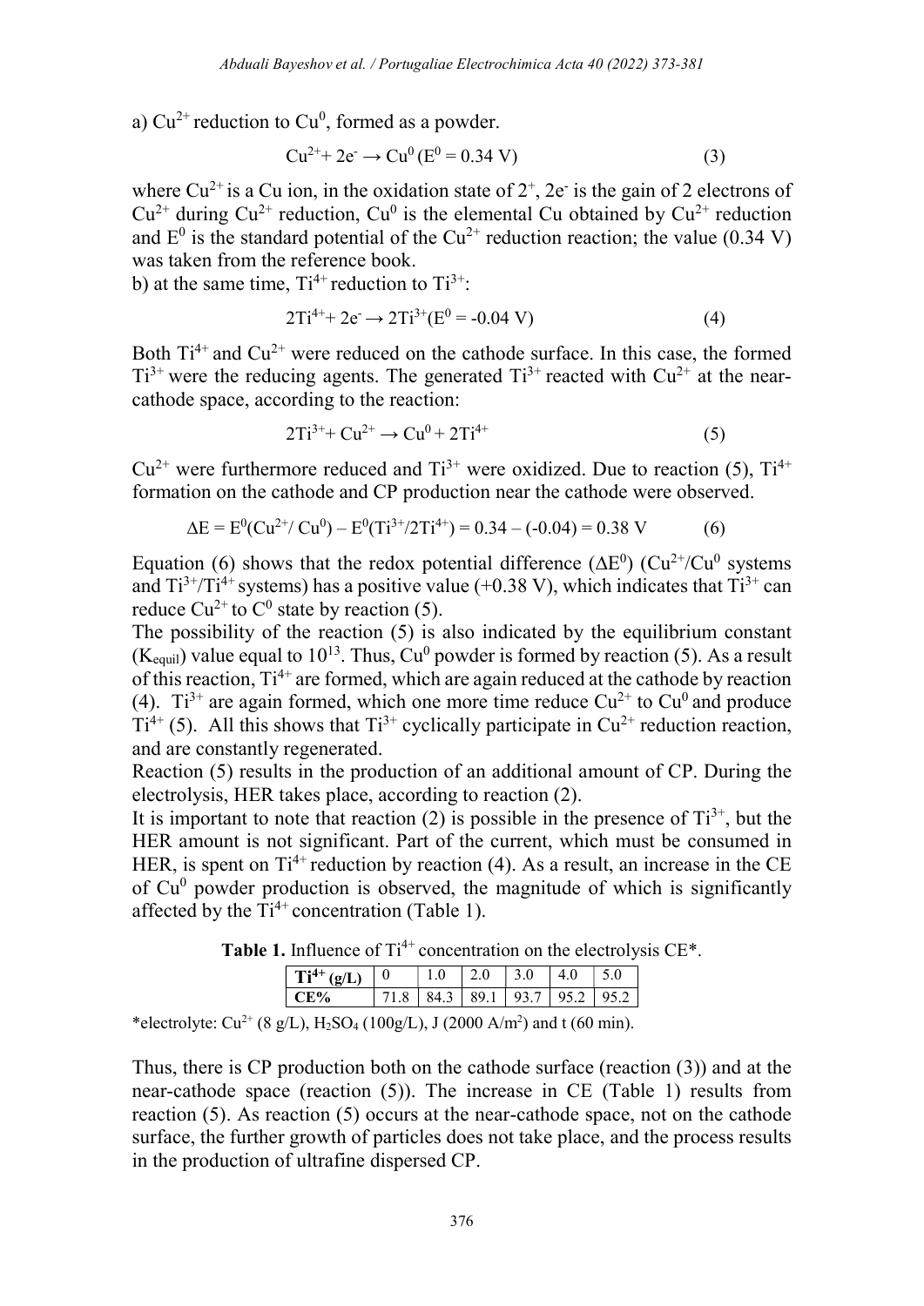a) $Cu^{2+}$ reduction to $Cu^0$, formed as a powder.

$$Cu^{2+} + 2e^- \rightarrow Cu^0 \; (E^0 = 0.34 \text{ V}) \quad (3)$$

where $Cu^{2+}$ is a Cu ion, in the oxidation state of $2^+$, $2e^-$ is the gain of 2 electrons of $Cu^{2+}$ during $Cu^{2+}$ reduction, $Cu^0$ is the elemental Cu obtained by $Cu^{2+}$ reduction and $E^0$ is the standard potential of the $Cu^{2+}$ reduction reaction; the value (0.34 V) was taken from the reference book.

b) at the same time, $Ti^{4+}$ reduction to $Ti^{3+}$:

$$2Ti^{4+} + 2e^- \rightarrow 2Ti^{3+} (E^0 = -0.04 \text{ V}) \quad (4)$$

Both $Ti^{4+}$ and $Cu^{2+}$ were reduced on the cathode surface. In this case, the formed $Ti^{3+}$ were the reducing agents. The generated $Ti^{3+}$ reacted with $Cu^{2+}$ at the near-cathode space, according to the reaction:

$$2Ti^{3+} + Cu^{2+} \rightarrow Cu^0 + 2Ti^{4+} \quad (5)$$

$Cu^{2+}$ were furthermore reduced and $Ti^{3+}$ were oxidized. Due to reaction (5), $Ti^{4+}$ formation on the cathode and CP production near the cathode were observed.

$$\Delta E = E^0(Cu^{2+}/ Cu^0) - E^0(Ti^{3+}/2Ti^{4+}) = 0.34 - (-0.04) = 0.38 \text{ V} \quad (6)$$

Equation (6) shows that the redox potential difference ($\Delta E^0$) ($Cu^{2+}/Cu^0$ systems and $Ti^{3+}/Ti^{4+}$ systems) has a positive value (+0.38 V), which indicates that $Ti^{3+}$ can reduce $Cu^{2+}$ to $C^0$ state by reaction (5).

The possibility of the reaction (5) is also indicated by the equilibrium constant ($K_{equil}$) value equal to $10^{13}$. Thus, $Cu^0$ powder is formed by reaction (5). As a result of this reaction, $Ti^{4+}$ are formed, which are again reduced at the cathode by reaction (4). $Ti^{3+}$ are again formed, which one more time reduce $Cu^{2+}$ to $Cu^0$ and produce $Ti^{4+}$ (5). All this shows that $Ti^{3+}$ cyclically participate in $Cu^{2+}$ reduction reaction, and are constantly regenerated.

Reaction (5) results in the production of an additional amount of CP. During the electrolysis, HER takes place, according to reaction (2).

It is important to note that reaction (2) is possible in the presence of $Ti^{3+}$, but the HER amount is not significant. Part of the current, which must be consumed in HER, is spent on $Ti^{4+}$ reduction by reaction (4). As a result, an increase in the CE of $Cu^0$ powder production is observed, the magnitude of which is significantly affected by the $Ti^{4+}$ concentration (Table 1).

**Table 1.** Influence of $Ti^{4+}$ concentration on the electrolysis CE*.

| $Ti^{4+}$ (g/L) | 0 | 1.0 | 2.0 | 3.0 | 4.0 | 5.0 |
|---|---|---|---|---|---|---|
| CE% | 71.8 | 84.3 | 89.1 | 93.7 | 95.2 | 95.2 |

*electrolyte: $Cu^{2+}$ (8 g/L), $H_2SO_4$ (100g/L), J (2000 $A/m^2$) and t (60 min).

Thus, there is CP production both on the cathode surface (reaction (3)) and at the near-cathode space (reaction (5)). The increase in CE (Table 1) results from reaction (5). As reaction (5) occurs at the near-cathode space, not on the cathode surface, the further growth of particles does not take place, and the process results in the production of ultrafine dispersed CP.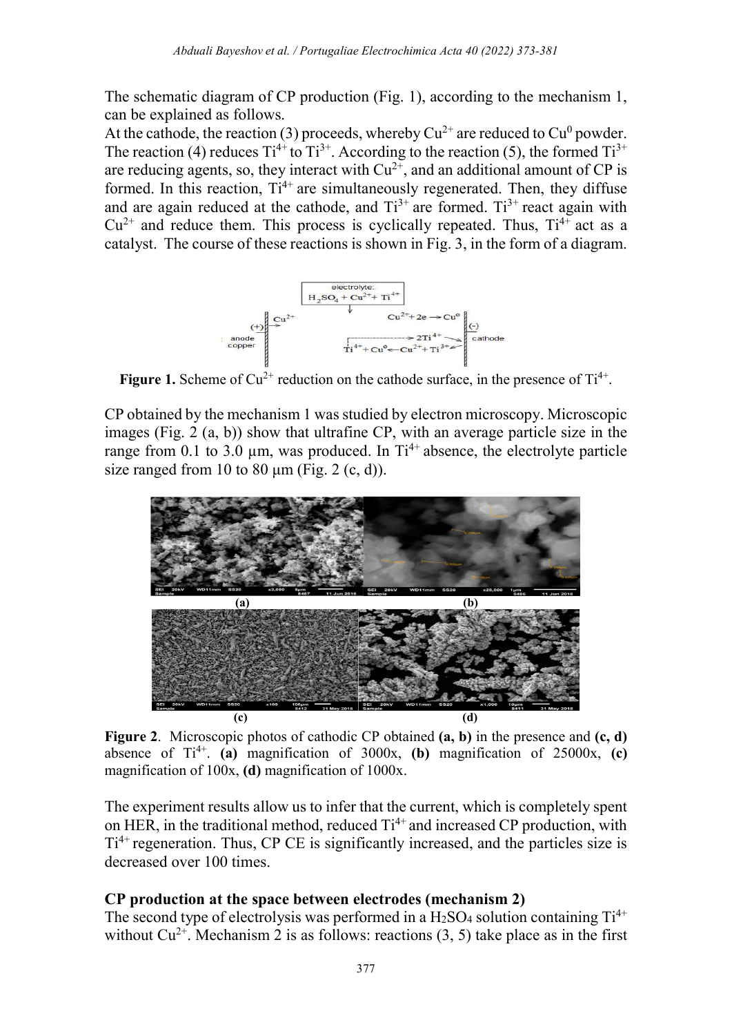The schematic diagram of CP production (Fig. 1), according to the mechanism 1, can be explained as follows.

At the cathode, the reaction (3) proceeds, whereby $Cu^{2+}$ are reduced to $Cu^0$ powder. The reaction (4) reduces $Ti^{4+}$ to $Ti^{3+}$. According to the reaction (5), the formed $Ti^{3+}$ are reducing agents, so, they interact with $Cu^{2+}$, and an additional amount of CP is formed. In this reaction, $Ti^{4+}$ are simultaneously regenerated. Then, they diffuse and are again reduced at the cathode, and $Ti^{3+}$ are formed. $Ti^{3+}$ react again with $Cu^{2+}$ and reduce them. This process is cyclically repeated. Thus, $Ti^{4+}$ act as a catalyst. The course of these reactions is shown in Fig. 3, in the form of a diagram.

**Figure 1.** Scheme of $Cu^{2+}$ reduction on the cathode surface, in the presence of $Ti^{4+}$.

CP obtained by the mechanism 1 was studied by electron microscopy. Microscopic images (Fig. 2 (a, b)) show that ultrafine CP, with an average particle size in the range from 0.1 to 3.0 µm, was produced. In $Ti^{4+}$ absence, the electrolyte particle size ranged from 10 to 80 µm (Fig. 2 (c, d)).

**Figure 2**. Microscopic photos of cathodic CP obtained **(a, b)** in the presence and **(c, d)** absence of $Ti^{4+}$. **(a)** magnification of 3000x, **(b)** magnification of 25000x, **(c)** magnification of 100x, **(d)** magnification of 1000x.

The experiment results allow us to infer that the current, which is completely spent on HER, in the traditional method, reduced $Ti^{4+}$ and increased CP production, with $Ti^{4+}$ regeneration. Thus, CP CE is significantly increased, and the particles size is decreased over 100 times.

### CP production at the space between electrodes (mechanism 2)

The second type of electrolysis was performed in a $H_2SO_4$ solution containing $Ti^{4+}$ without $Cu^{2+}$. Mechanism 2 is as follows: reactions (3, 5) take place as in the first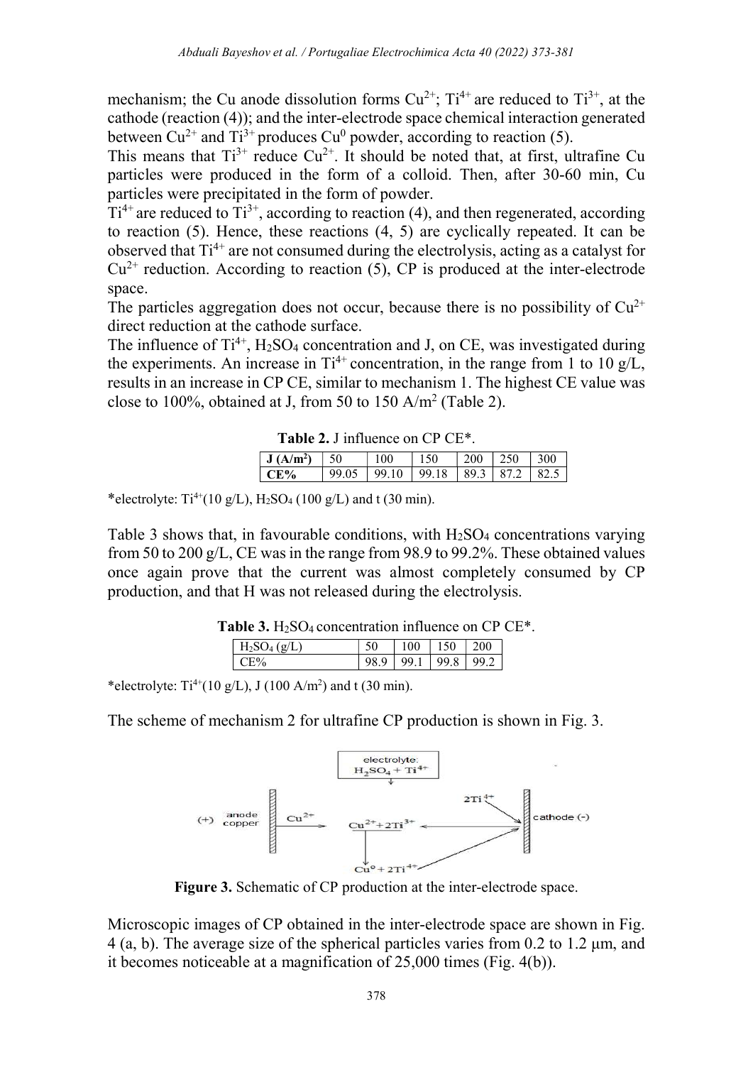mechanism; the Cu anode dissolution forms $Cu^{2+}$; $Ti^{4+}$ are reduced to $Ti^{3+}$, at the cathode (reaction (4)); and the inter-electrode space chemical interaction generated between $Cu^{2+}$ and $Ti^{3+}$ produces $Cu^0$ powder, according to reaction (5).

This means that $Ti^{3+}$ reduce $Cu^{2+}$. It should be noted that, at first, ultrafine Cu particles were produced in the form of a colloid. Then, after 30-60 min, Cu particles were precipitated in the form of powder.

$Ti^{4+}$ are reduced to $Ti^{3+}$, according to reaction (4), and then regenerated, according to reaction (5). Hence, these reactions (4, 5) are cyclically repeated. It can be observed that $Ti^{4+}$ are not consumed during the electrolysis, acting as a catalyst for $Cu^{2+}$ reduction. According to reaction (5), CP is produced at the inter-electrode space.

The particles aggregation does not occur, because there is no possibility of $Cu^{2+}$ direct reduction at the cathode surface.

The influence of $Ti^{4+}$, $H_2SO_4$ concentration and J, on CE, was investigated during the experiments. An increase in $Ti^{4+}$ concentration, in the range from 1 to 10 g/L, results in an increase in CP CE, similar to mechanism 1. The highest CE value was close to 100%, obtained at J, from 50 to 150 A/m$^2$ (Table 2).

**Table 2.** J influence on CP CE*.

| **J (A/m$^2$)** | 50 | 100 | 150 | 200 | 250 | 300 |
|---|---|---|---|---|---|---|
| **CE%** | 99.05 | 99.10 | 99.18 | 89.3 | 87.2 | 82.5 |

*electrolyte: $Ti^{4+}$(10 g/L), $H_2SO_4$ (100 g/L) and t (30 min).

Table 3 shows that, in favourable conditions, with $H_2SO_4$ concentrations varying from 50 to 200 g/L, CE was in the range from 98.9 to 99.2%. These obtained values once again prove that the current was almost completely consumed by CP production, and that H was not released during the electrolysis.

**Table 3.** $H_2SO_4$ concentration influence on CP CE*.

| $H_2SO_4$ (g/L) | 50 | 100 | 150 | 200 |
|---|---|---|---|---|
| CE% | 98.9 | 99.1 | 99.8 | 99.2 |

*electrolyte: $Ti^{4+}$(10 g/L), J (100 A/m$^2$) and t (30 min).

The scheme of mechanism 2 for ultrafine CP production is shown in Fig. 3.

Figure 3. Schematic of CP production at the inter-electrode space.

Microscopic images of CP obtained in the inter-electrode space are shown in Fig. 4 (a, b). The average size of the spherical particles varies from 0.2 to 1.2 μm, and it becomes noticeable at a magnification of 25,000 times (Fig. 4(b)).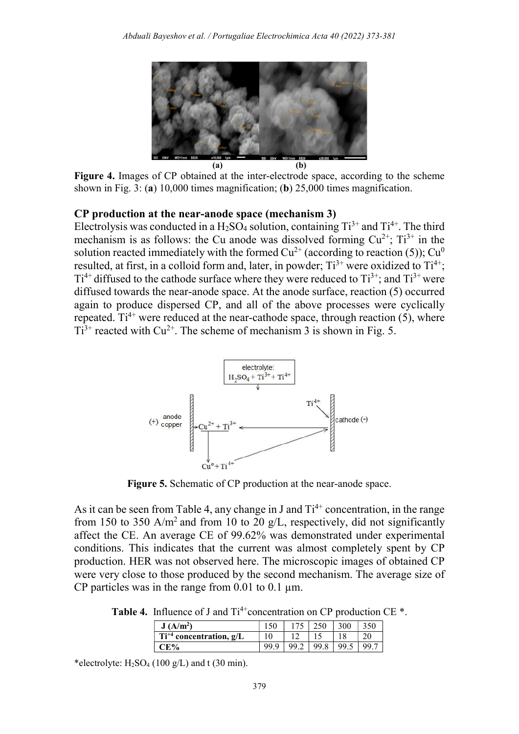**(a)** **(b)**

**Figure 4.** Images of CP obtained at the inter-electrode space, according to the scheme shown in Fig. 3: (**a**) 10,000 times magnification; (**b**) 25,000 times magnification.

### CP production at the near-anode space (mechanism 3)

Electrolysis was conducted in a $H_2SO_4$ solution, containing $Ti^{3+}$ and $Ti^{4+}$. The third mechanism is as follows: the Cu anode was dissolved forming $Cu^{2+}$; $Ti^{3+}$ in the solution reacted immediately with the formed $Cu^{2+}$ (according to reaction (5)); $Cu^0$ resulted, at first, in a colloid form and, later, in powder; $Ti^{3+}$ were oxidized to $Ti^{4+}$; $Ti^{4+}$ diffused to the cathode surface where they were reduced to $Ti^{3+}$; and $Ti^{3+}$ were diffused towards the near-anode space. At the anode surface, reaction (5) occurred again to produce dispersed CP, and all of the above processes were cyclically repeated. $Ti^{4+}$ were reduced at the near-cathode space, through reaction (5), where $Ti^{3+}$ reacted with $Cu^{2+}$. The scheme of mechanism 3 is shown in Fig. 5.

**Figure 5.** Schematic of CP production at the near-anode space.

As it can be seen from Table 4, any change in J and $Ti^{4+}$ concentration, in the range from 150 to 350 $A/m^2$ and from 10 to 20 g/L, respectively, did not significantly affect the CE. An average CE of 99.62% was demonstrated under experimental conditions. This indicates that the current was almost completely spent by CP production. HER was not observed here. The microscopic images of obtained CP were very close to those produced by the second mechanism. The average size of CP particles was in the range from 0.01 to 0.1 µm.

**Table 4.** Influence of J and $Ti^{4+}$concentration on CP production CE *.

| $J$ ($A/m^2$) | 150 | 175 | 250 | 300 | 350 |
|---|---|---|---|---|---|
| $Ti^{+4}$ concentration, g/L | 10 | 12 | 15 | 18 | 20 |
| CE% | 99.9 | 99.2 | 99.8 | 99.5 | 99.7 |

*electrolyte: $H_2SO_4$ (100 g/L) and t (30 min).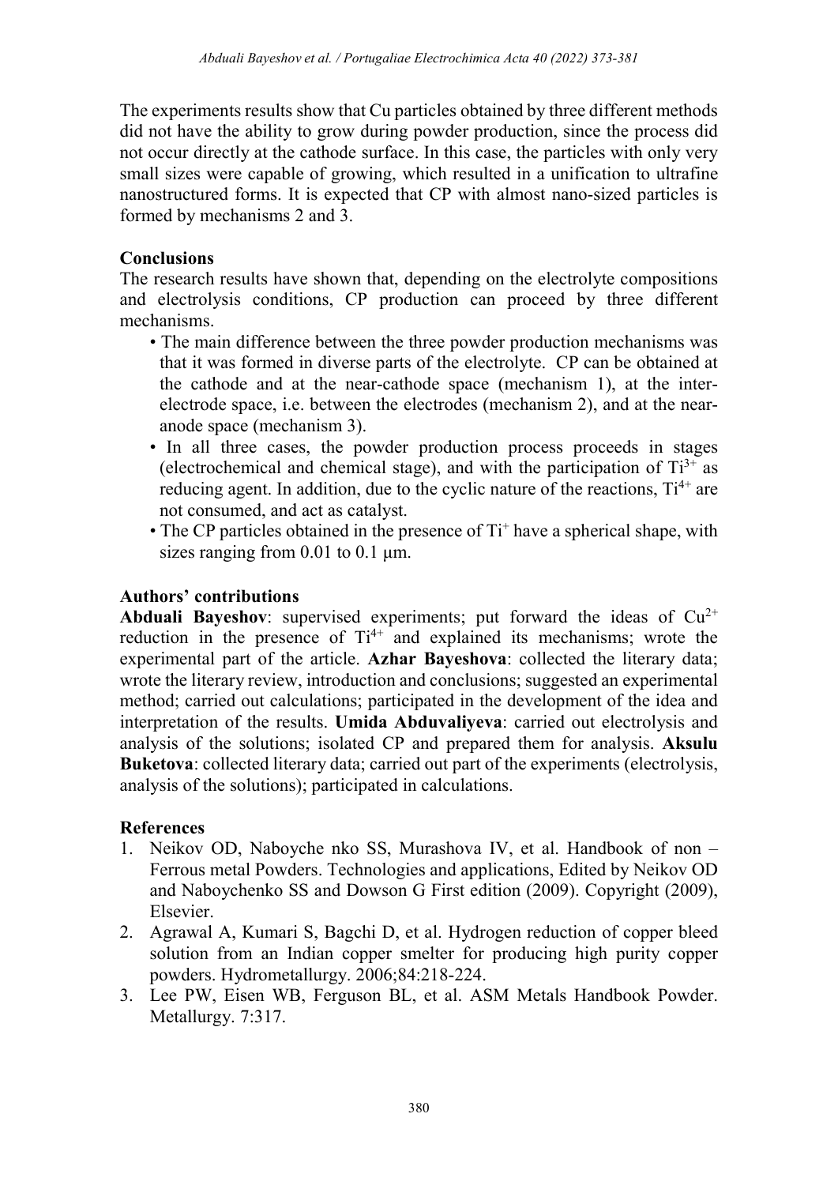The experiments results show that Cu particles obtained by three different methods did not have the ability to grow during powder production, since the process did not occur directly at the cathode surface. In this case, the particles with only very small sizes were capable of growing, which resulted in a unification to ultrafine nanostructured forms. It is expected that CP with almost nano-sized particles is formed by mechanisms 2 and 3.

## Conclusions

The research results have shown that, depending on the electrolyte compositions and electrolysis conditions, CP production can proceed by three different mechanisms.

- The main difference between the three powder production mechanisms was that it was formed in diverse parts of the electrolyte. CP can be obtained at the cathode and at the near-cathode space (mechanism 1), at the inter-electrode space, i.e. between the electrodes (mechanism 2), and at the near-anode space (mechanism 3).
- In all three cases, the powder production process proceeds in stages (electrochemical and chemical stage), and with the participation of $Ti^{3+}$ as reducing agent. In addition, due to the cyclic nature of the reactions, $Ti^{4+}$ are not consumed, and act as catalyst.
- The CP particles obtained in the presence of $Ti^{+}$ have a spherical shape, with sizes ranging from 0.01 to 0.1 μm.

## Authors' contributions

**Abduali Bayeshov**: supervised experiments; put forward the ideas of $Cu^{2+}$ reduction in the presence of $Ti^{4+}$ and explained its mechanisms; wrote the experimental part of the article. **Azhar Bayeshova**: collected the literary data; wrote the literary review, introduction and conclusions; suggested an experimental method; carried out calculations; participated in the development of the idea and interpretation of the results. **Umida Abduvaliyeva**: carried out electrolysis and analysis of the solutions; isolated CP and prepared them for analysis. **Aksulu Buketova**: collected literary data; carried out part of the experiments (electrolysis, analysis of the solutions); participated in calculations.

## References

1. Neikov OD, Naboyche nko SS, Murashova IV, et al. Handbook of non – Ferrous metal Powders. Technologies and applications, Edited by Neikov OD and Naboychenko SS and Dowson G First edition (2009). Copyright (2009), Elsevier.
2. Agrawal A, Kumari S, Bagchi D, et al. Hydrogen reduction of copper bleed solution from an Indian copper smelter for producing high purity copper powders. Hydrometallurgy. 2006;84:218-224.
3. Lee PW, Eisen WB, Ferguson BL, et al. ASM Metals Handbook Powder. Metallurgy. 7:317.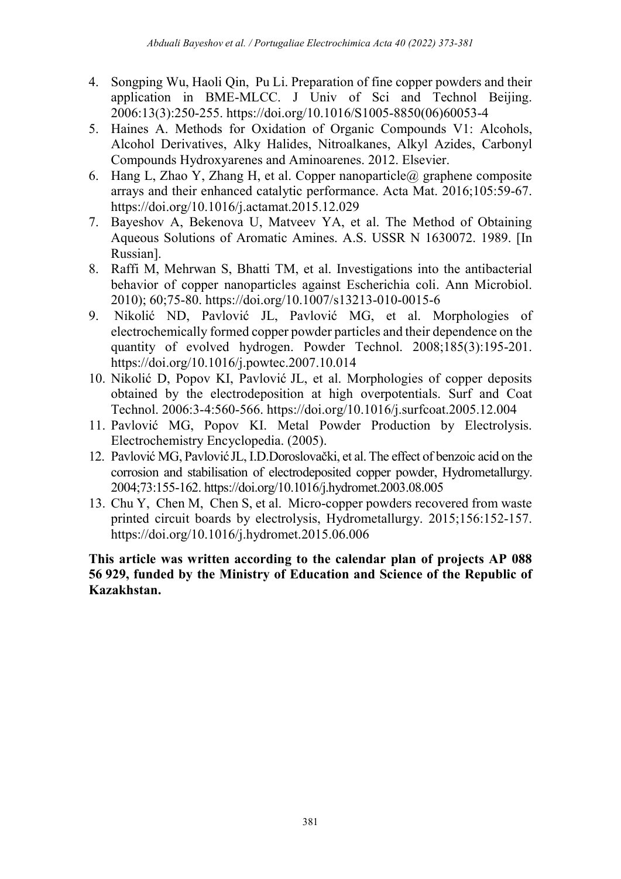4. Songping Wu, Haoli Qin, Pu Li. Preparation of fine copper powders and their application in BME-MLCC. J Univ of Sci and Technol Beijing. 2006:13(3):250-255. https://doi.org/10.1016/S1005-8850(06)60053-4
5. Haines A. Methods for Oxidation of Organic Compounds V1: Alcohols, Alcohol Derivatives, Alky Halides, Nitroalkanes, Alkyl Azides, Carbonyl Compounds Hydroxyarenes and Aminoarenes. 2012. Elsevier.
6. Hang L, Zhao Y, Zhang H, et al. Copper nanoparticle@ graphene composite arrays and their enhanced catalytic performance. Acta Mat. 2016;105:59-67. https://doi.org/10.1016/j.actamat.2015.12.029
7. Bayeshov A, Bekenova U, Matveev YA, et al. The Method of Obtaining Aqueous Solutions of Aromatic Amines. A.S. USSR N 1630072. 1989. [In Russian].
8. Raffi M, Mehrwan S, Bhatti TM, et al. Investigations into the antibacterial behavior of copper nanoparticles against Escherichia coli. Ann Microbiol. 2010); 60;75-80. https://doi.org/10.1007/s13213-010-0015-6
9. Nikolić ND, Pavlović JL, Pavlović MG, et al. Morphologies of electrochemically formed copper powder particles and their dependence on the quantity of evolved hydrogen. Powder Technol. 2008;185(3):195-201. https://doi.org/10.1016/j.powtec.2007.10.014
10. Nikolić D, Popov KI, Pavlović JL, et al. Morphologies of copper deposits obtained by the electrodeposition at high overpotentials. Surf and Coat Technol. 2006:3-4:560-566. https://doi.org/10.1016/j.surfcoat.2005.12.004
11. Pavlović MG, Popov KI. Metal Powder Production by Electrolysis. Electrochemistry Encyclopedia. (2005).
12. Pavlović MG, Pavlović JL, I.D.Doroslovački, et al. The effect of benzoic acid on the corrosion and stabilisation of electrodeposited copper powder, Hydrometallurgy. 2004;73:155-162. https://doi.org/10.1016/j.hydromet.2003.08.005
13. Chu Y, Chen M, Chen S, et al. Micro-copper powders recovered from waste printed circuit boards by electrolysis, Hydrometallurgy. 2015;156:152-157. https://doi.org/10.1016/j.hydromet.2015.06.006

**This article was written according to the calendar plan of projects AP 088 56 929, funded by the Ministry of Education and Science of the Republic of Kazakhstan.**